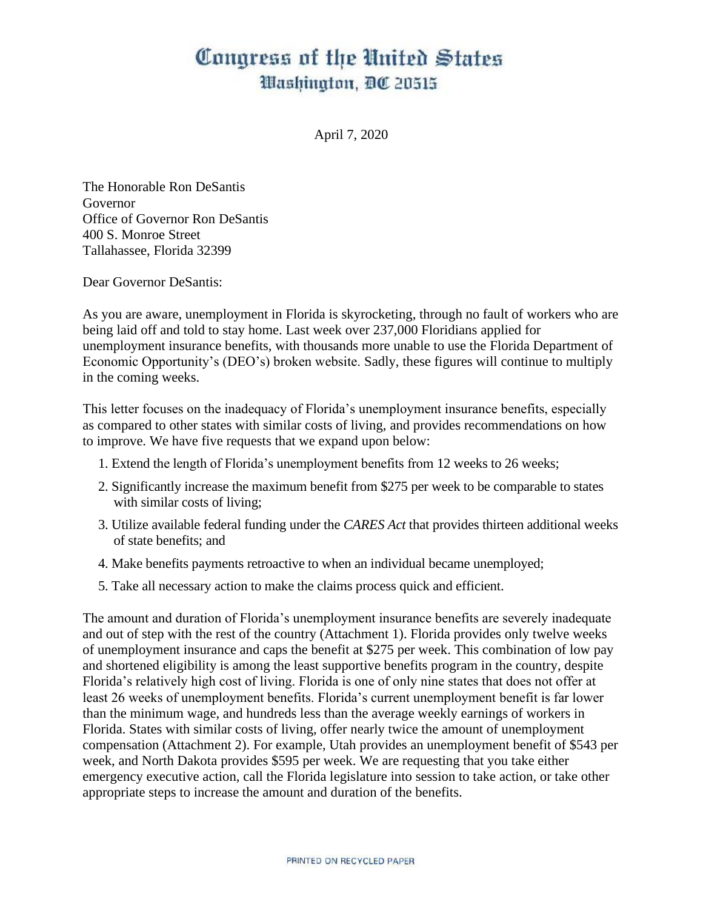# Congress of the United States
## Washington, DC 20515

April 7, 2020

The Honorable Ron DeSantis
Governor
Office of Governor Ron DeSantis
400 S. Monroe Street
Tallahassee, Florida 32399

Dear Governor DeSantis:

As you are aware, unemployment in Florida is skyrocketing, through no fault of workers who are being laid off and told to stay home. Last week over 237,000 Floridians applied for unemployment insurance benefits, with thousands more unable to use the Florida Department of Economic Opportunity's (DEO's) broken website. Sadly, these figures will continue to multiply in the coming weeks.

This letter focuses on the inadequacy of Florida's unemployment insurance benefits, especially as compared to other states with similar costs of living, and provides recommendations on how to improve. We have five requests that we expand upon below:

1. Extend the length of Florida's unemployment benefits from 12 weeks to 26 weeks;
2. Significantly increase the maximum benefit from $275 per week to be comparable to states with similar costs of living;
3. Utilize available federal funding under the *CARES Act* that provides thirteen additional weeks of state benefits; and
4. Make benefits payments retroactive to when an individual became unemployed;
5. Take all necessary action to make the claims process quick and efficient.

The amount and duration of Florida's unemployment insurance benefits are severely inadequate and out of step with the rest of the country (Attachment 1). Florida provides only twelve weeks of unemployment insurance and caps the benefit at $275 per week. This combination of low pay and shortened eligibility is among the least supportive benefits program in the country, despite Florida's relatively high cost of living. Florida is one of only nine states that does not offer at least 26 weeks of unemployment benefits. Florida's current unemployment benefit is far lower than the minimum wage, and hundreds less than the average weekly earnings of workers in Florida. States with similar costs of living, offer nearly twice the amount of unemployment compensation (Attachment 2). For example, Utah provides an unemployment benefit of $543 per week, and North Dakota provides $595 per week. We are requesting that you take either emergency executive action, call the Florida legislature into session to take action, or take other appropriate steps to increase the amount and duration of the benefits.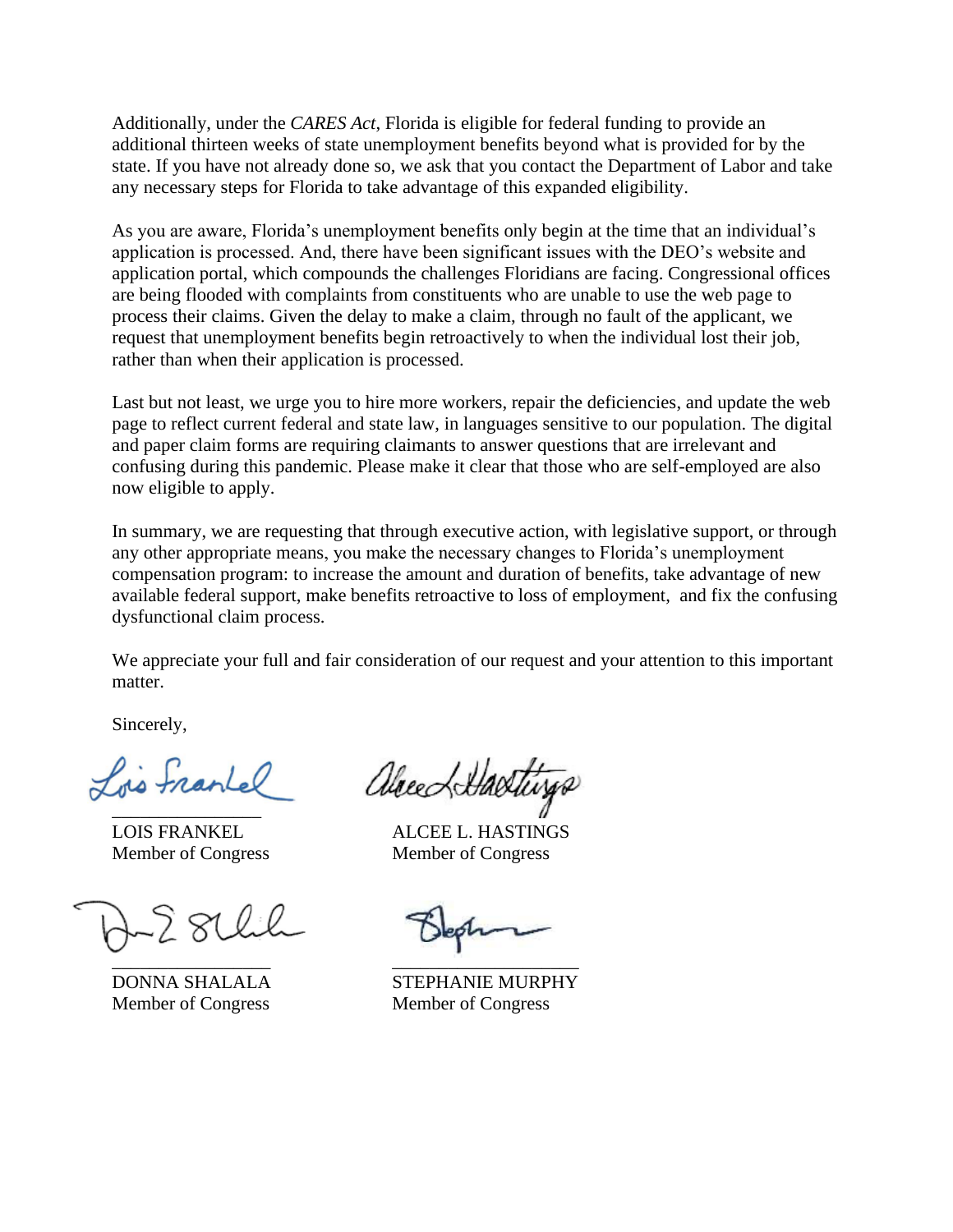Additionally, under the *CARES Act*, Florida is eligible for federal funding to provide an additional thirteen weeks of state unemployment benefits beyond what is provided for by the state. If you have not already done so, we ask that you contact the Department of Labor and take any necessary steps for Florida to take advantage of this expanded eligibility.

As you are aware, Florida's unemployment benefits only begin at the time that an individual's application is processed. And, there have been significant issues with the DEO's website and application portal, which compounds the challenges Floridians are facing. Congressional offices are being flooded with complaints from constituents who are unable to use the web page to process their claims. Given the delay to make a claim, through no fault of the applicant, we request that unemployment benefits begin retroactively to when the individual lost their job, rather than when their application is processed.

Last but not least, we urge you to hire more workers, repair the deficiencies, and update the web page to reflect current federal and state law, in languages sensitive to our population. The digital and paper claim forms are requiring claimants to answer questions that are irrelevant and confusing during this pandemic. Please make it clear that those who are self-employed are also now eligible to apply.

In summary, we are requesting that through executive action, with legislative support, or through any other appropriate means, you make the necessary changes to Florida's unemployment compensation program: to increase the amount and duration of benefits, take advantage of new available federal support, make benefits retroactive to loss of employment, and fix the confusing dysfunctional claim process.

We appreciate your full and fair consideration of our request and your attention to this important matter.

Sincerely,

LOIS FRANKEL
Member of Congress

ALCEE L. HASTINGS
Member of Congress

DONNA SHALALA
Member of Congress

STEPHANIE MURPHY
Member of Congress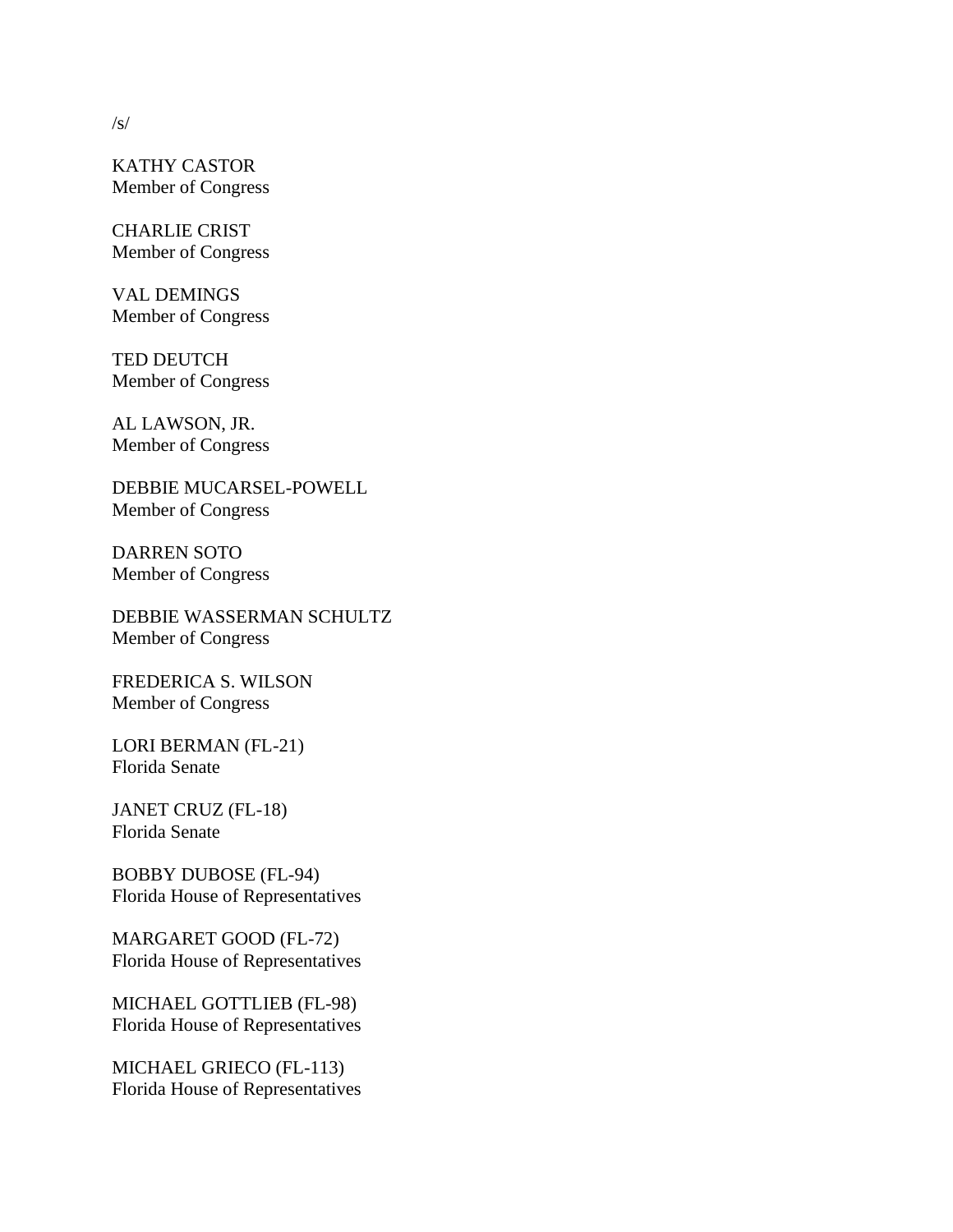/s/

KATHY CASTOR
Member of Congress

CHARLIE CRIST
Member of Congress

VAL DEMINGS
Member of Congress

TED DEUTCH
Member of Congress

AL LAWSON, JR.
Member of Congress

DEBBIE MUCARSEL-POWELL
Member of Congress

DARREN SOTO
Member of Congress

DEBBIE WASSERMAN SCHULTZ
Member of Congress

FREDERICA S. WILSON
Member of Congress

LORI BERMAN (FL-21)
Florida Senate

JANET CRUZ (FL-18)
Florida Senate

BOBBY DUBOSE (FL-94)
Florida House of Representatives

MARGARET GOOD (FL-72)
Florida House of Representatives

MICHAEL GOTTLIEB (FL-98)
Florida House of Representatives

MICHAEL GRIECO (FL-113)
Florida House of Representatives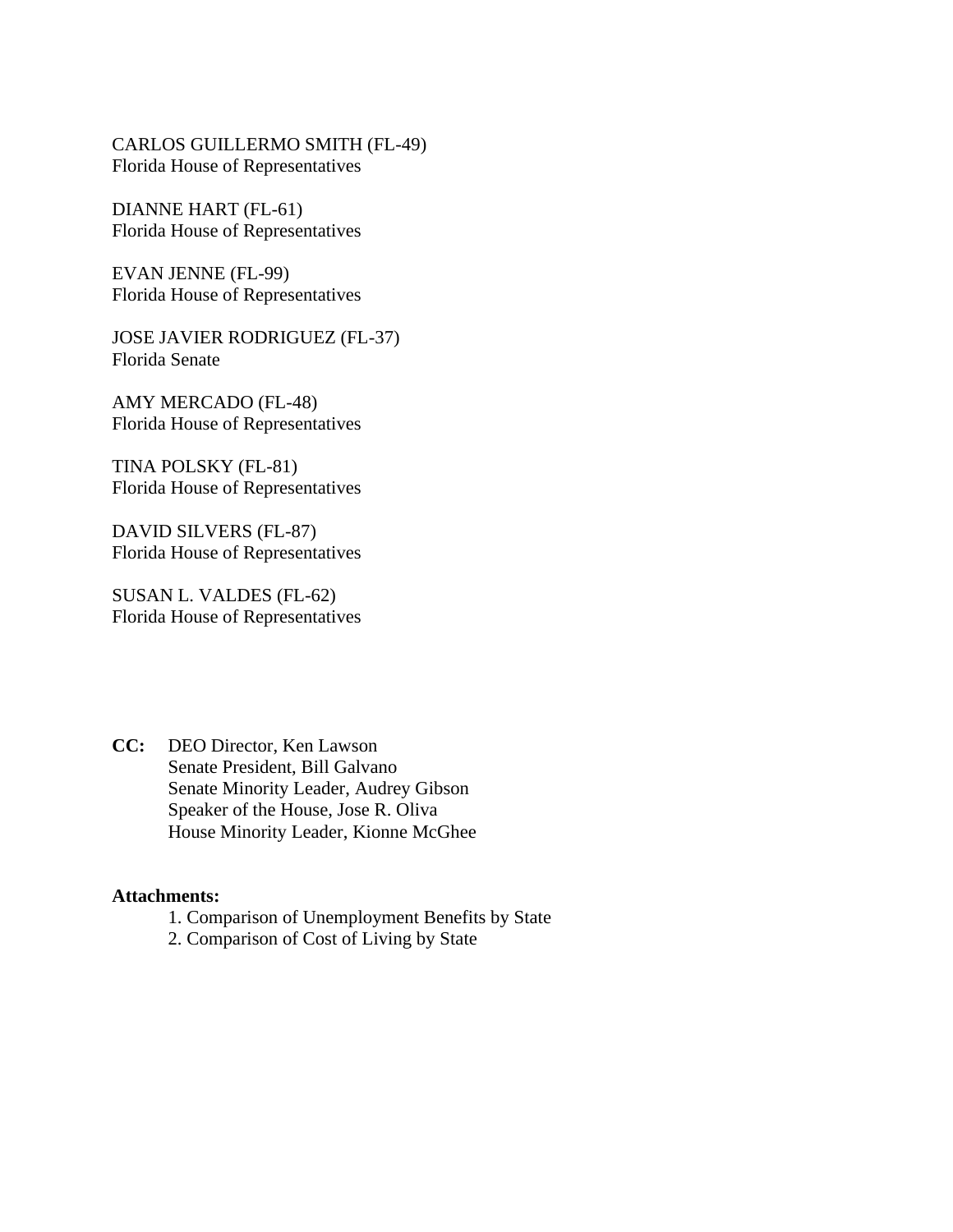CARLOS GUILLERMO SMITH (FL-49)
Florida House of Representatives

DIANNE HART (FL-61)
Florida House of Representatives

EVAN JENNE (FL-99)
Florida House of Representatives

JOSE JAVIER RODRIGUEZ (FL-37)
Florida Senate

AMY MERCADO (FL-48)
Florida House of Representatives

TINA POLSKY (FL-81)
Florida House of Representatives

DAVID SILVERS (FL-87)
Florida House of Representatives

SUSAN L. VALDES (FL-62)
Florida House of Representatives

**CC:** DEO Director, Ken Lawson
Senate President, Bill Galvano
Senate Minority Leader, Audrey Gibson
Speaker of the House, Jose R. Oliva
House Minority Leader, Kionne McGhee

**Attachments:**

1. Comparison of Unemployment Benefits by State
2. Comparison of Cost of Living by State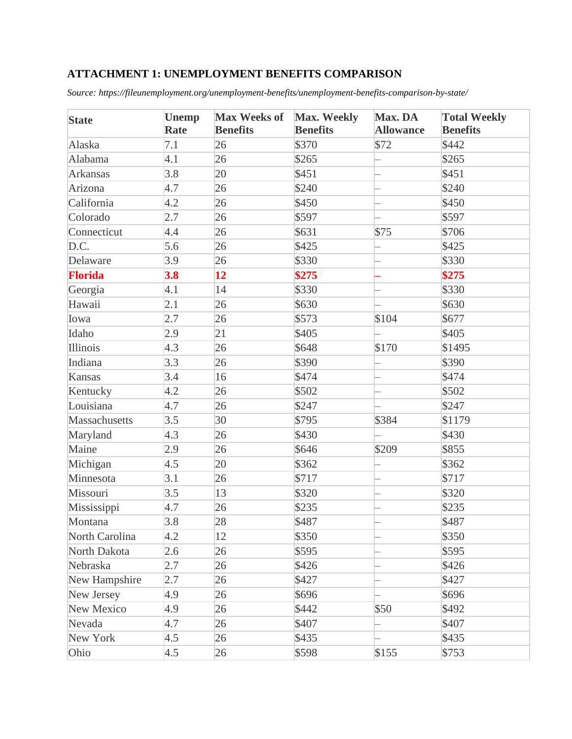### ATTACHMENT 1: UNEMPLOYMENT BENEFITS COMPARISON

*Source: https://fileunemployment.org/unemployment-benefits/unemployment-benefits-comparison-by-state/*

| State | Unemp Rate | Max Weeks of Benefits | Max. Weekly Benefits | Max. DA Allowance | Total Weekly Benefits |
|---|---|---|---|---|---|
| Alaska | 7.1 | 26 | $370 | $72 | $442 |
| Alabama | 4.1 | 26 | $265 | – | $265 |
| Arkansas | 3.8 | 20 | $451 | – | $451 |
| Arizona | 4.7 | 26 | $240 | – | $240 |
| California | 4.2 | 26 | $450 | – | $450 |
| Colorado | 2.7 | 26 | $597 | – | $597 |
| Connecticut | 4.4 | 26 | $631 | $75 | $706 |
| D.C. | 5.6 | 26 | $425 | – | $425 |
| Delaware | 3.9 | 26 | $330 | – | $330 |
| **Florida** | **3.8** | **12** | **$275** | **–** | **$275** |
| Georgia | 4.1 | 14 | $330 | – | $330 |
| Hawaii | 2.1 | 26 | $630 | – | $630 |
| Iowa | 2.7 | 26 | $573 | $104 | $677 |
| Idaho | 2.9 | 21 | $405 | – | $405 |
| Illinois | 4.3 | 26 | $648 | $170 | $1495 |
| Indiana | 3.3 | 26 | $390 | – | $390 |
| Kansas | 3.4 | 16 | $474 | – | $474 |
| Kentucky | 4.2 | 26 | $502 | – | $502 |
| Louisiana | 4.7 | 26 | $247 | – | $247 |
| Massachusetts | 3.5 | 30 | $795 | $384 | $1179 |
| Maryland | 4.3 | 26 | $430 | – | $430 |
| Maine | 2.9 | 26 | $646 | $209 | $855 |
| Michigan | 4.5 | 20 | $362 | – | $362 |
| Minnesota | 3.1 | 26 | $717 | – | $717 |
| Missouri | 3.5 | 13 | $320 | – | $320 |
| Mississippi | 4.7 | 26 | $235 | – | $235 |
| Montana | 3.8 | 28 | $487 | – | $487 |
| North Carolina | 4.2 | 12 | $350 | – | $350 |
| North Dakota | 2.6 | 26 | $595 | – | $595 |
| Nebraska | 2.7 | 26 | $426 | – | $426 |
| New Hampshire | 2.7 | 26 | $427 | – | $427 |
| New Jersey | 4.9 | 26 | $696 | – | $696 |
| New Mexico | 4.9 | 26 | $442 | $50 | $492 |
| Nevada | 4.7 | 26 | $407 | – | $407 |
| New York | 4.5 | 26 | $435 | – | $435 |
| Ohio | 4.5 | 26 | $598 | $155 | $753 |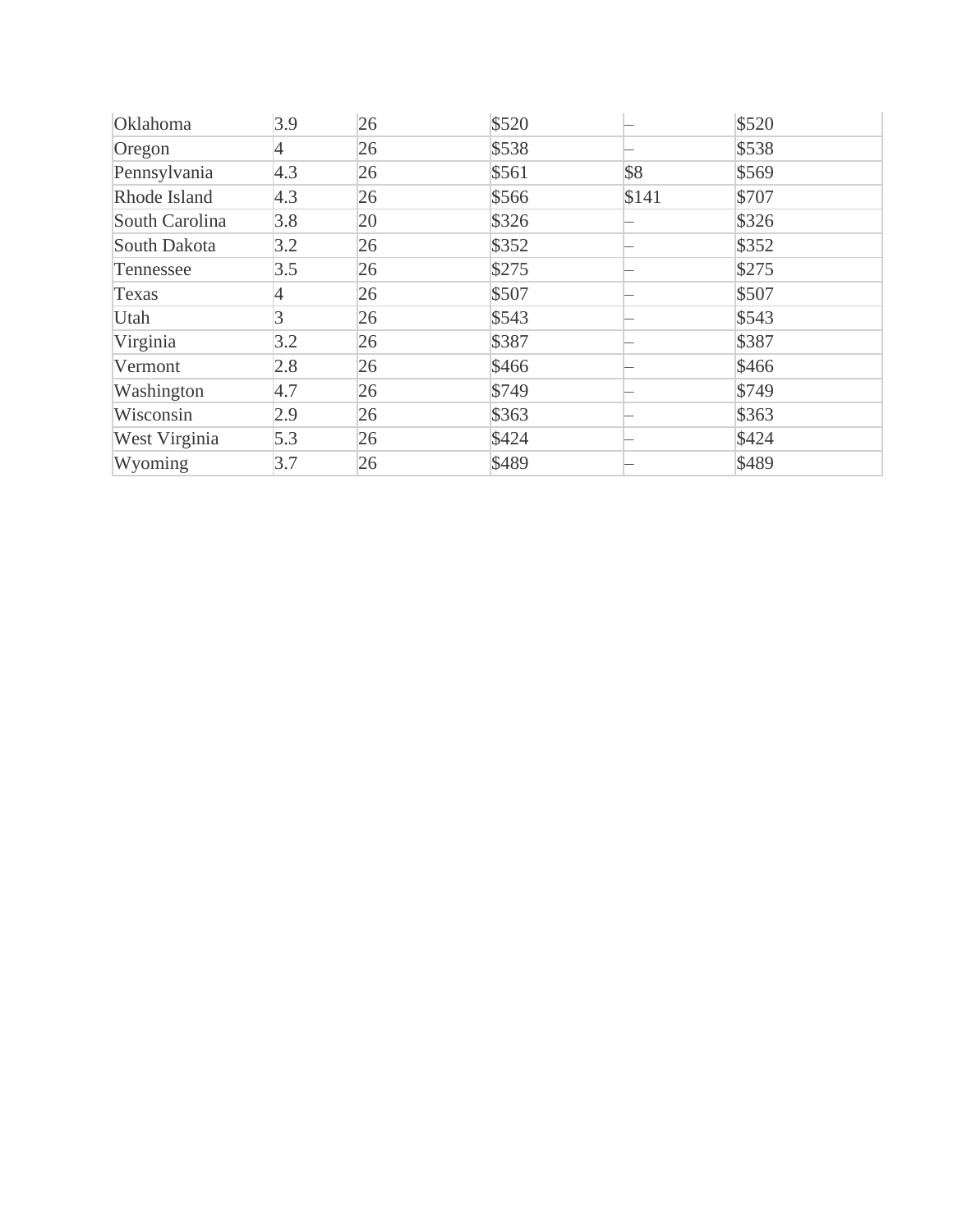| Oklahoma | 3.9 | 26 | $520 | – | $520 |
|---|---|---|---|---|---|
| Oregon | 4 | 26 | $538 | – | $538 |
| Pennsylvania | 4.3 | 26 | $561 | $8 | $569 |
| Rhode Island | 4.3 | 26 | $566 | $141 | $707 |
| South Carolina | 3.8 | 20 | $326 | – | $326 |
| South Dakota | 3.2 | 26 | $352 | – | $352 |
| Tennessee | 3.5 | 26 | $275 | – | $275 |
| Texas | 4 | 26 | $507 | – | $507 |
| Utah | 3 | 26 | $543 | – | $543 |
| Virginia | 3.2 | 26 | $387 | – | $387 |
| Vermont | 2.8 | 26 | $466 | – | $466 |
| Washington | 4.7 | 26 | $749 | – | $749 |
| Wisconsin | 2.9 | 26 | $363 | – | $363 |
| West Virginia | 5.3 | 26 | $424 | – | $424 |
| Wyoming | 3.7 | 26 | $489 | – | $489 |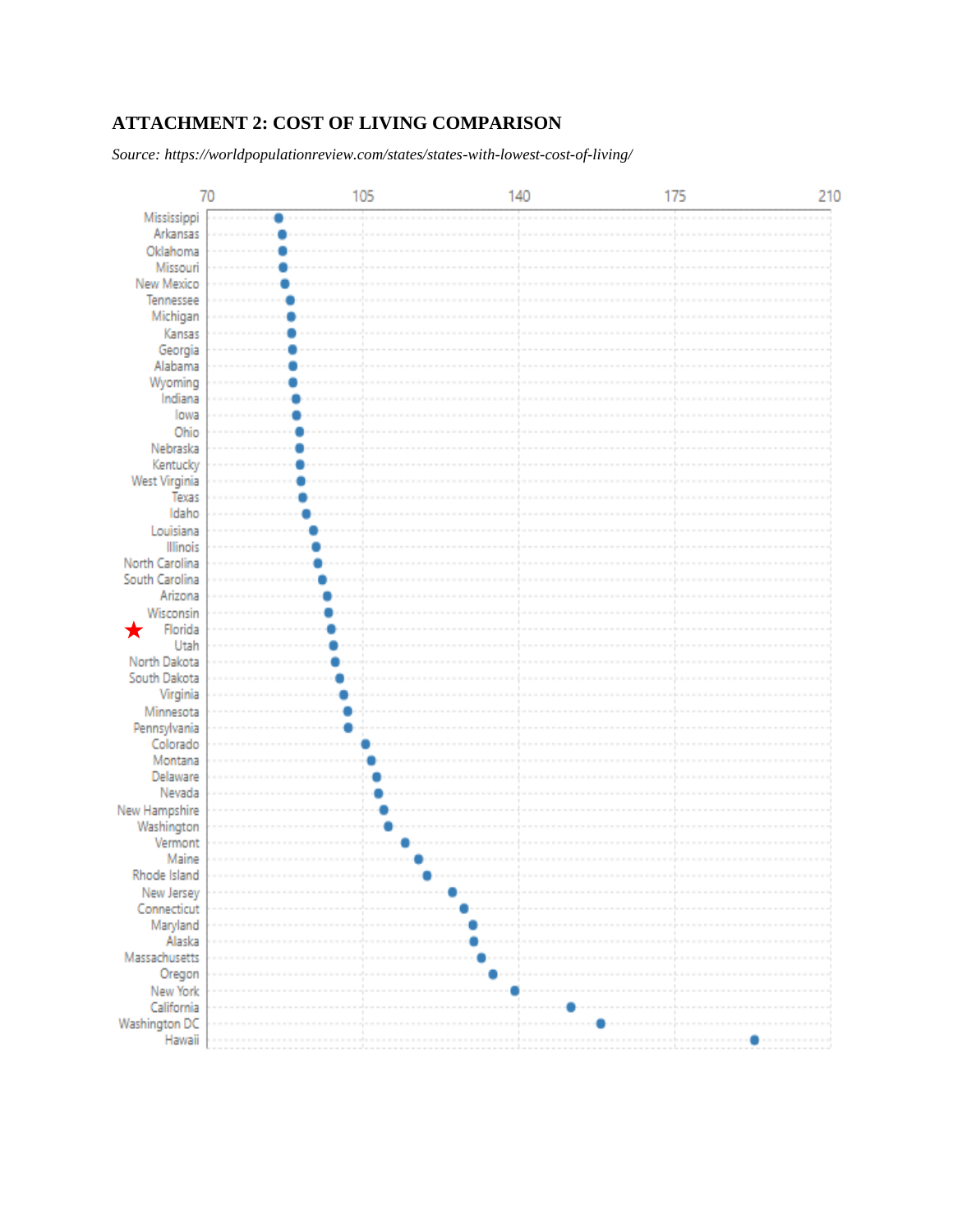## ATTACHMENT 2: COST OF LIVING COMPARISON

*Source: https://worldpopulationreview.com/states/states-with-lowest-cost-of-living/*

70
105
140
175
210

Mississippi
Arkansas
Oklahoma
Missouri
New Mexico
Tennessee
Michigan
Kansas
Georgia
Alabama
Wyoming
Indiana
Iowa
Ohio
Nebraska
Kentucky
West Virginia
Texas
Idaho
Louisiana
Illinois
North Carolina
South Carolina
Arizona
Wisconsin
★ Florida
Utah
North Dakota
South Dakota
Virginia
Minnesota
Pennsylvania
Colorado
Montana
Delaware
Nevada
New Hampshire
Washington
Vermont
Maine
Rhode Island
New Jersey
Connecticut
Maryland
Alaska
Massachusetts
Oregon
New York
California
Washington DC
Hawaii